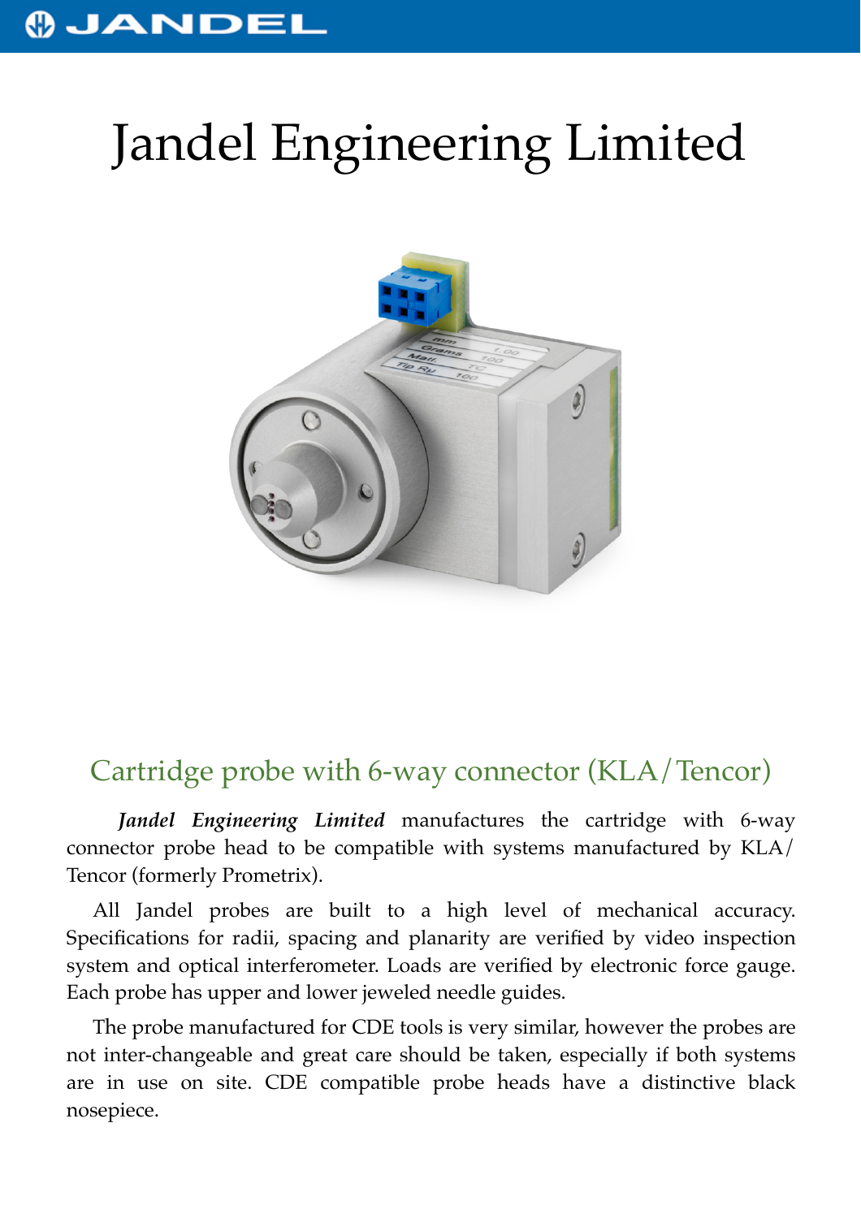# Jandel Engineering Limited

## Cartridge probe with 6-way connector (KLA/Tencor)

***Jandel Engineering Limited*** manufactures the cartridge with 6-way connector probe head to be compatible with systems manufactured by KLA/Tencor (formerly Prometrix).

All Jandel probes are built to a high level of mechanical accuracy. Specifications for radii, spacing and planarity are verified by video inspection system and optical interferometer. Loads are verified by electronic force gauge. Each probe has upper and lower jeweled needle guides.

The probe manufactured for CDE tools is very similar, however the probes are not inter-changeable and great care should be taken, especially if both systems are in use on site. CDE compatible probe heads have a distinctive black nosepiece.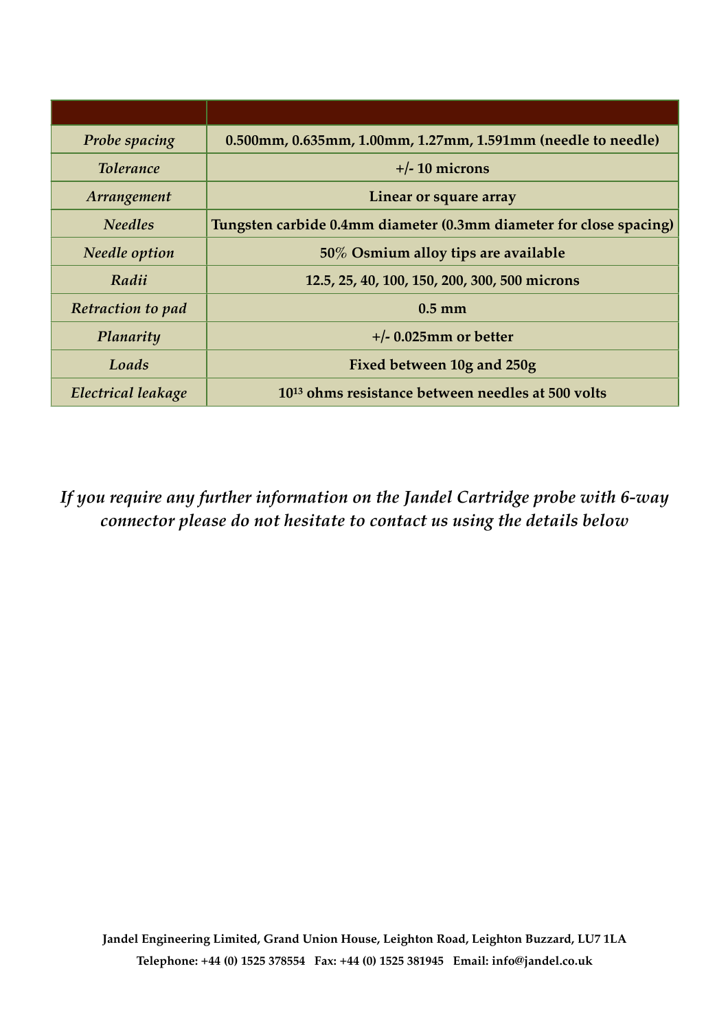| | |
|---|---|
| *Probe spacing* | **0.500mm, 0.635mm, 1.00mm, 1.27mm, 1.591mm (needle to needle)** |
| *Tolerance* | **+/- 10 microns** |
| *Arrangement* | **Linear or square array** |
| *Needles* | **Tungsten carbide 0.4mm diameter (0.3mm diameter for close spacing)** |
| *Needle option* | **50% Osmium alloy tips are available** |
| *Radii* | **12.5, 25, 40, 100, 150, 200, 300, 500 microns** |
| *Retraction to pad* | **0.5 mm** |
| *Planarity* | **+/- 0.025mm or better** |
| *Loads* | **Fixed between 10g and 250g** |
| *Electrical leakage* | **$10^{13}$ ohms resistance between needles at 500 volts** |

*If you require any further information on the Jandel Cartridge probe with 6-way connector please do not hesitate to contact us using the details below*

**Jandel Engineering Limited, Grand Union House, Leighton Road, Leighton Buzzard, LU7 1LA**

**Telephone: +44 (0) 1525 378554 Fax: +44 (0) 1525 381945 Email: info@jandel.co.uk**